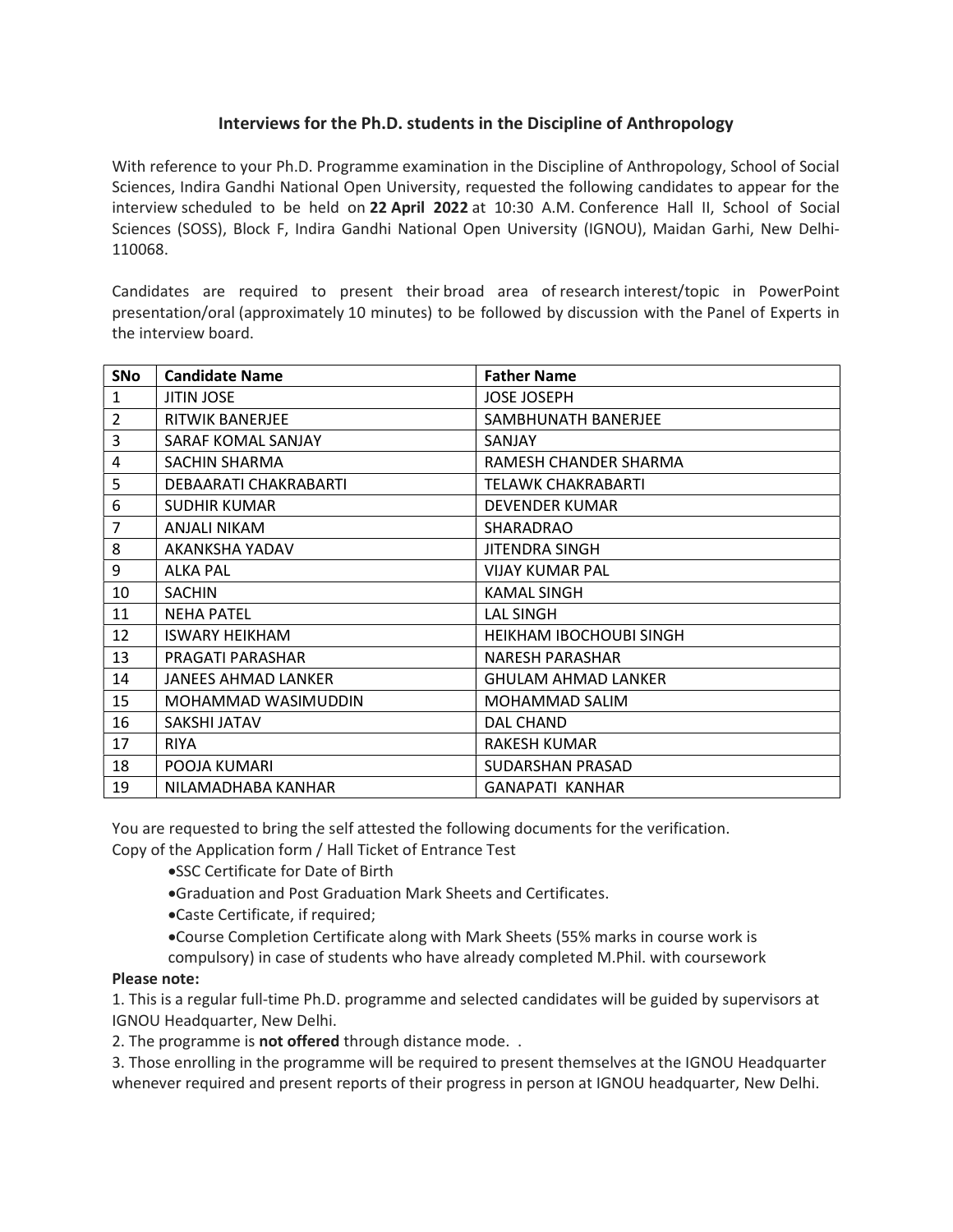## Interviews for the Ph.D. students in the Discipline of Anthropology

With reference to your Ph.D. Programme examination in the Discipline of Anthropology, School of Social Sciences, Indira Gandhi National Open University, requested the following candidates to appear for the interview scheduled to be held on **22 April 2022** at 10:30 A.M. Conference Hall II, School of Social Sciences (SOSS), Block F, Indira Gandhi National Open University (IGNOU), Maidan Garhi, New Delhi-110068.

Candidates are required to present their broad area of research interest/topic in PowerPoint presentation/oral (approximately 10 minutes) to be followed by discussion with the Panel of Experts in the interview board.

| SNo | Candidate Name | Father Name |
|---|---|---|
| 1 | JITIN JOSE | JOSE JOSEPH |
| 2 | RITWIK BANERJEE | SAMBHUNATH BANERJEE |
| 3 | SARAF KOMAL SANJAY | SANJAY |
| 4 | SACHIN SHARMA | RAMESH CHANDER SHARMA |
| 5 | DEBAARATI CHAKRABARTI | TELAWK CHAKRABARTI |
| 6 | SUDHIR KUMAR | DEVENDER KUMAR |
| 7 | ANJALI NIKAM | SHARADRAO |
| 8 | AKANKSHA YADAV | JITENDRA SINGH |
| 9 | ALKA PAL | VIJAY KUMAR PAL |
| 10 | SACHIN | KAMAL SINGH |
| 11 | NEHA PATEL | LAL SINGH |
| 12 | ISWARY HEIKHAM | HEIKHAM IBOCHOUBI SINGH |
| 13 | PRAGATI PARASHAR | NARESH PARASHAR |
| 14 | JANEES AHMAD LANKER | GHULAM AHMAD LANKER |
| 15 | MOHAMMAD WASIMUDDIN | MOHAMMAD SALIM |
| 16 | SAKSHI JATAV | DAL CHAND |
| 17 | RIYA | RAKESH KUMAR |
| 18 | POOJA KUMARI | SUDARSHAN PRASAD |
| 19 | NILAMADHABA KANHAR | GANAPATI KANHAR |

You are requested to bring the self attested the following documents for the verification.
Copy of the Application form / Hall Ticket of Entrance Test

- SSC Certificate for Date of Birth
- Graduation and Post Graduation Mark Sheets and Certificates.
- Caste Certificate, if required;
- Course Completion Certificate along with Mark Sheets (55% marks in course work is compulsory) in case of students who have already completed M.Phil. with coursework

**Please note:**

1. This is a regular full-time Ph.D. programme and selected candidates will be guided by supervisors at IGNOU Headquarter, New Delhi.
2. The programme is **not offered** through distance mode. .
3. Those enrolling in the programme will be required to present themselves at the IGNOU Headquarter whenever required and present reports of their progress in person at IGNOU headquarter, New Delhi.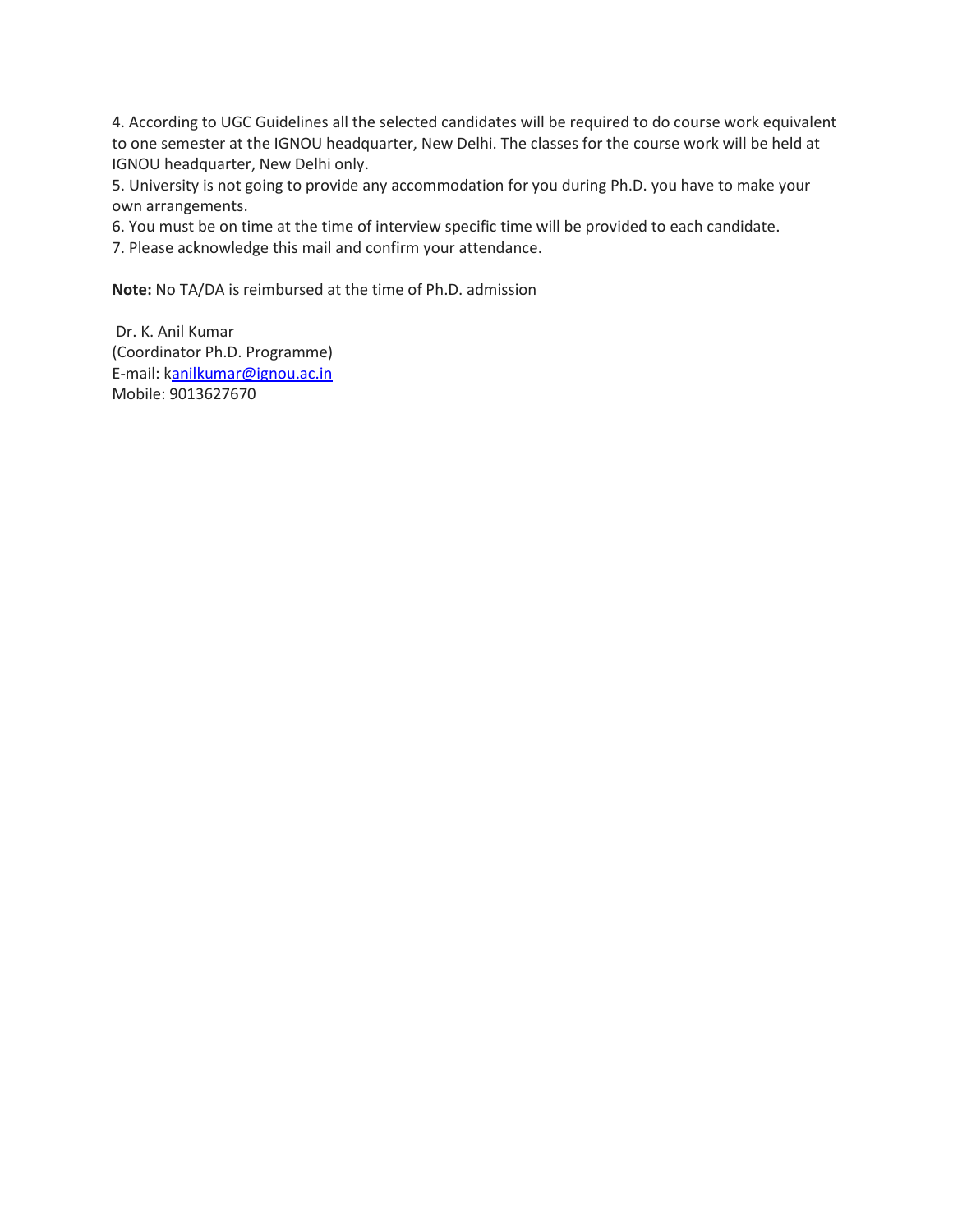4. According to UGC Guidelines all the selected candidates will be required to do course work equivalent to one semester at the IGNOU headquarter, New Delhi. The classes for the course work will be held at IGNOU headquarter, New Delhi only.
5. University is not going to provide any accommodation for you during Ph.D. you have to make your own arrangements.
6. You must be on time at the time of interview specific time will be provided to each candidate.
7. Please acknowledge this mail and confirm your attendance.

**Note:** No TA/DA is reimbursed at the time of Ph.D. admission

Dr. K. Anil Kumar
(Coordinator Ph.D. Programme)
E-mail: kanilkumar@ignou.ac.in
Mobile: 9013627670